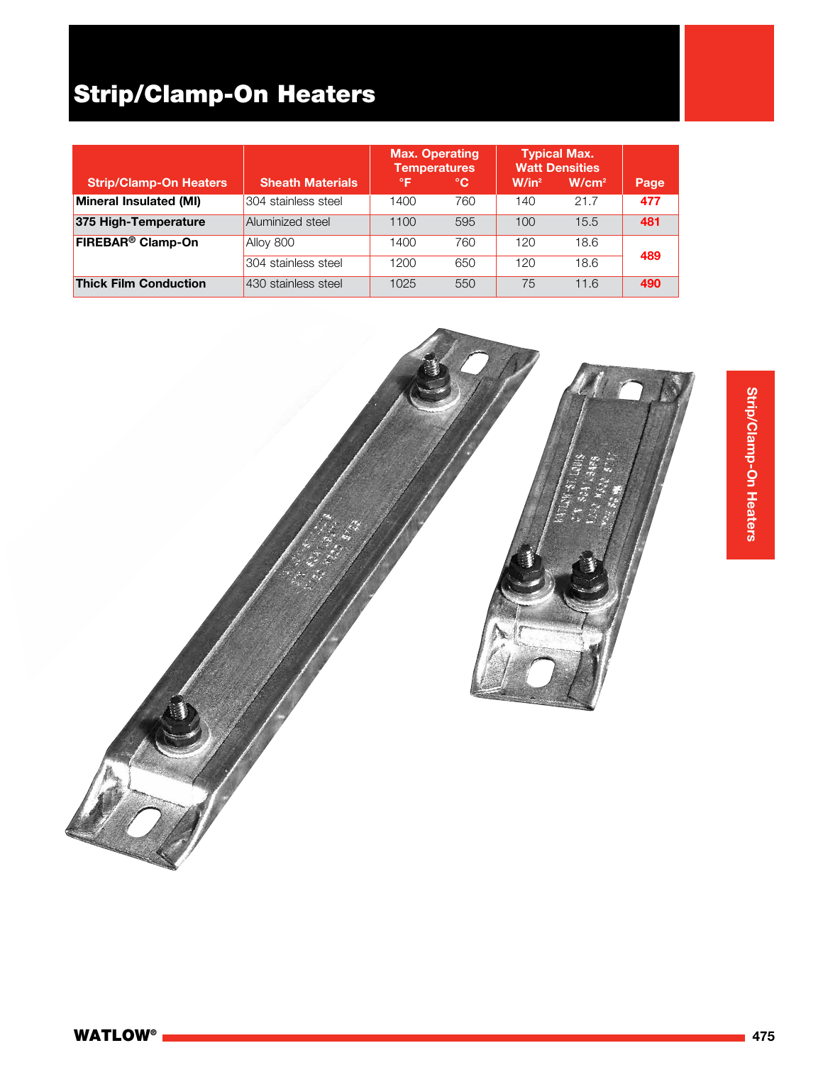# Strip/Clamp-On Heaters

| Strip/Clamp-On Heaters | Sheath Materials | Max. Operating Temperatures | | Typical Max. Watt Densities | | Page |
|---|---|---|---|---|---|---|
| | | °F | °C | W/in² | W/cm² | |
| **Mineral Insulated (MI)** | 304 stainless steel | 1400 | 760 | 140 | 21.7 | 477 |
| **375 High-Temperature** | Aluminized steel | 1100 | 595 | 100 | 15.5 | 481 |
| **FIREBAR® Clamp-On** | Alloy 800 | 1400 | 760 | 120 | 18.6 | 489 |
| | 304 stainless steel | 1200 | 650 | 120 | 18.6 | |
| **Thick Film Conduction** | 430 stainless steel | 1025 | 550 | 75 | 11.6 | 490 |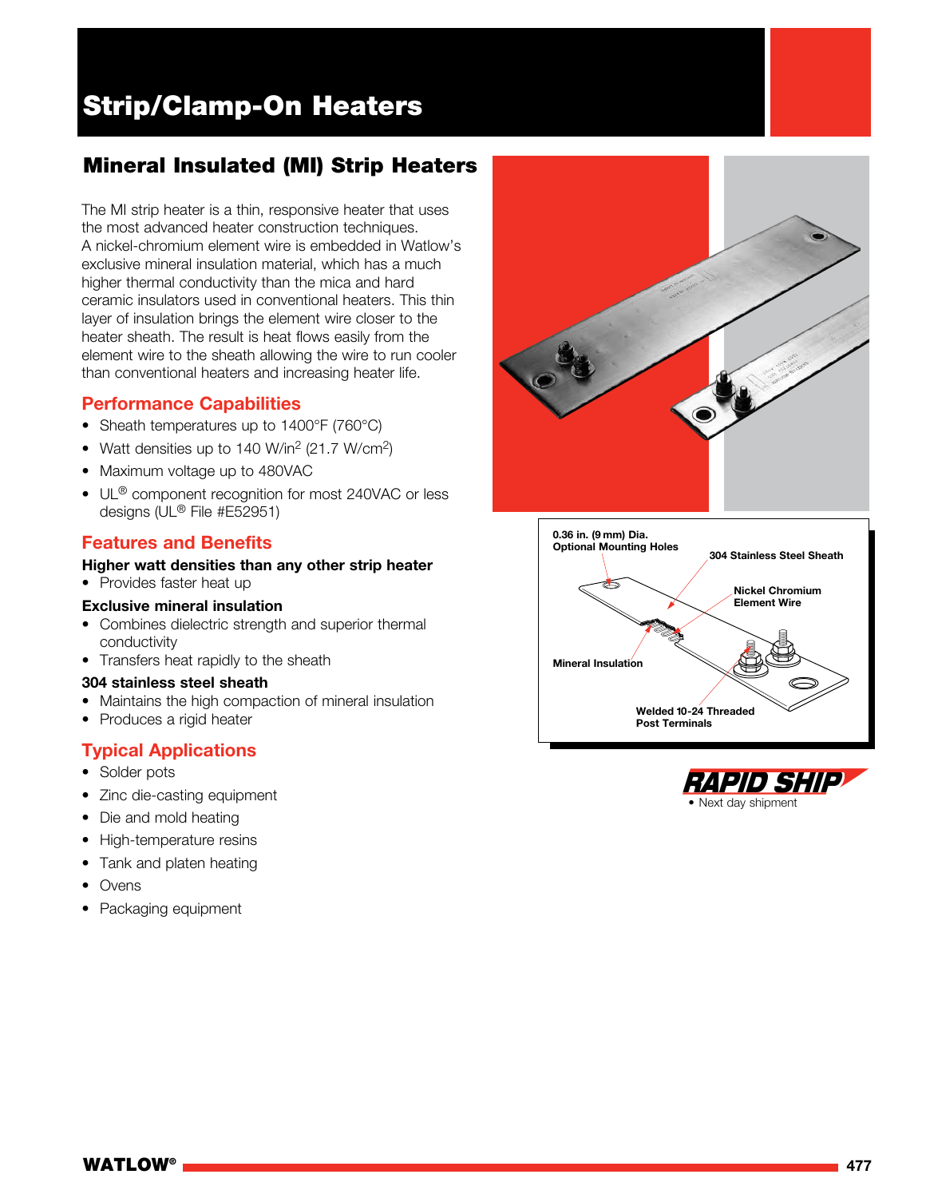# Strip/Clamp-On Heaters

## Mineral Insulated (MI) Strip Heaters

The MI strip heater is a thin, responsive heater that uses the most advanced heater construction techniques. A nickel-chromium element wire is embedded in Watlow's exclusive mineral insulation material, which has a much higher thermal conductivity than the mica and hard ceramic insulators used in conventional heaters. This thin layer of insulation brings the element wire closer to the heater sheath. The result is heat flows easily from the element wire to the sheath allowing the wire to run cooler than conventional heaters and increasing heater life.

### Performance Capabilities

- Sheath temperatures up to 1400°F (760°C)
- Watt densities up to 140 W/in$^2$ (21.7 W/cm$^2$)
- Maximum voltage up to 480VAC
- UL® component recognition for most 240VAC or less designs (UL® File #E52951)

### Features and Benefits

**Higher watt densities than any other strip heater**

- Provides faster heat up

**Exclusive mineral insulation**

- Combines dielectric strength and superior thermal conductivity
- Transfers heat rapidly to the sheath

**304 stainless steel sheath**

- Maintains the high compaction of mineral insulation
- Produces a rigid heater

### Typical Applications

- Solder pots
- Zinc die-casting equipment
- Die and mold heating
- High-temperature resins
- Tank and platen heating
- Ovens
- Packaging equipment

0.36 in. (9 mm) Dia. Optional Mounting Holes

304 Stainless Steel Sheath

Nickel Chromium Element Wire

Mineral Insulation

Welded 10-24 Threaded Post Terminals

**RAPID SHIP**

- Next day shipment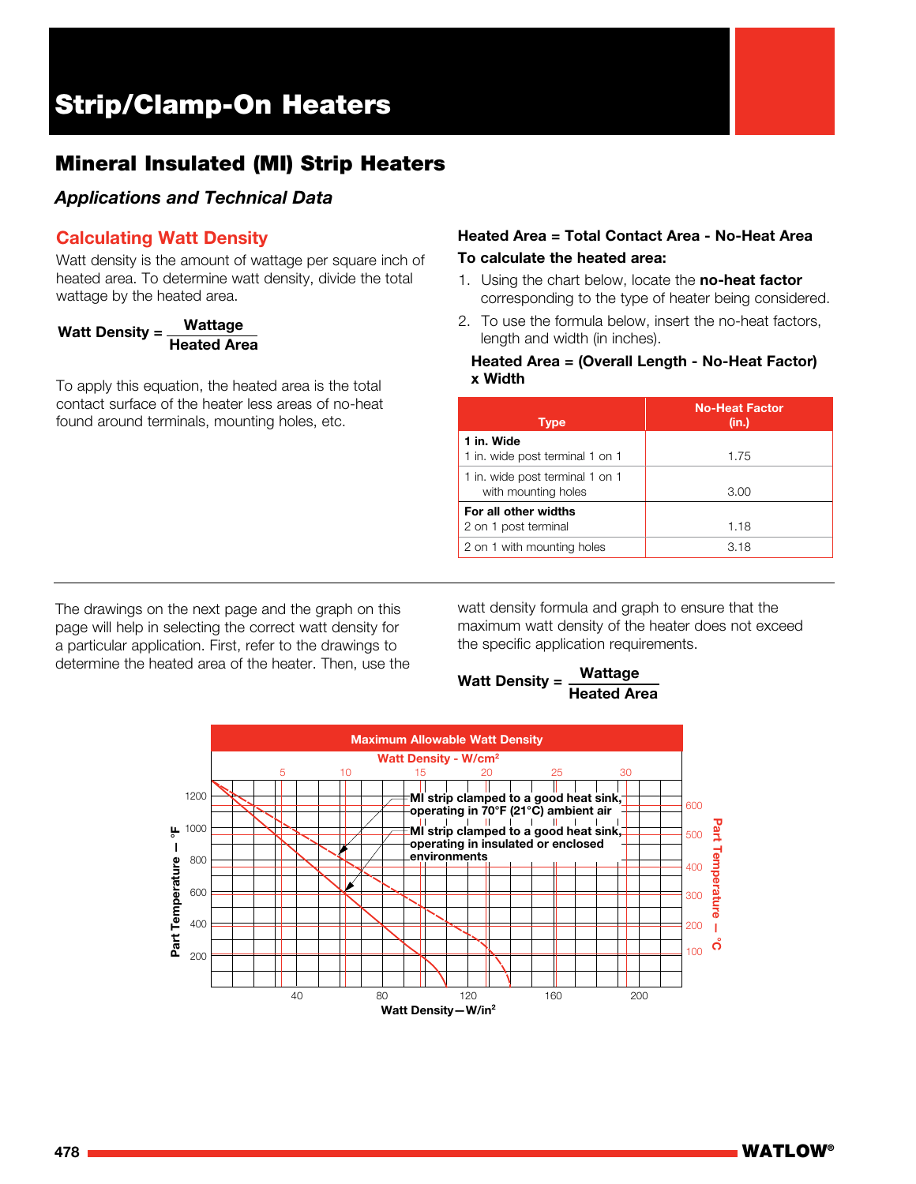# Strip/Clamp-On Heaters

## Mineral Insulated (MI) Strip Heaters

### *Applications and Technical Data*

### Calculating Watt Density

Watt density is the amount of wattage per square inch of heated area. To determine watt density, divide the total wattage by the heated area.

$$\text{Watt Density} = \frac{\text{Wattage}}{\text{Heated Area}}$$

To apply this equation, the heated area is the total contact surface of the heater less areas of no-heat found around terminals, mounting holes, etc.

**Heated Area = Total Contact Area - No-Heat Area**

**To calculate the heated area:**

1. Using the chart below, locate the **no-heat factor** corresponding to the type of heater being considered.
2. To use the formula below, insert the no-heat factors, length and width (in inches).

**Heated Area = (Overall Length - No-Heat Factor) x Width**

| Type | No-Heat Factor (in.) |
|---|---|
| **1 in. Wide** 1 in. wide post terminal 1 on 1 | 1.75 |
| 1 in. wide post terminal 1 on 1 with mounting holes | 3.00 |
| **For all other widths** 2 on 1 post terminal | 1.18 |
| 2 on 1 with mounting holes | 3.18 |

The drawings on the next page and the graph on this page will help in selecting the correct watt density for a particular application. First, refer to the drawings to determine the heated area of the heater. Then, use the watt density formula and graph to ensure that the maximum watt density of the heater does not exceed the specific application requirements.

$$\text{Watt Density} = \frac{\text{Wattage}}{\text{Heated Area}}$$

**Maximum Allowable Watt Density**

Watt Density - W/cm²: 5, 10, 15, 20, 25, 30

Part Temperature — °F: 200, 400, 600, 800, 1000, 1200

Part Temperature — °C: 100, 200, 300, 400, 500, 600

- MI strip clamped to a good heat sink, operating in 70°F (21°C) ambient air
- MI strip clamped to a good heat sink, operating in insulated or enclosed environments

Watt Density—W/in²: 40, 80, 120, 160, 200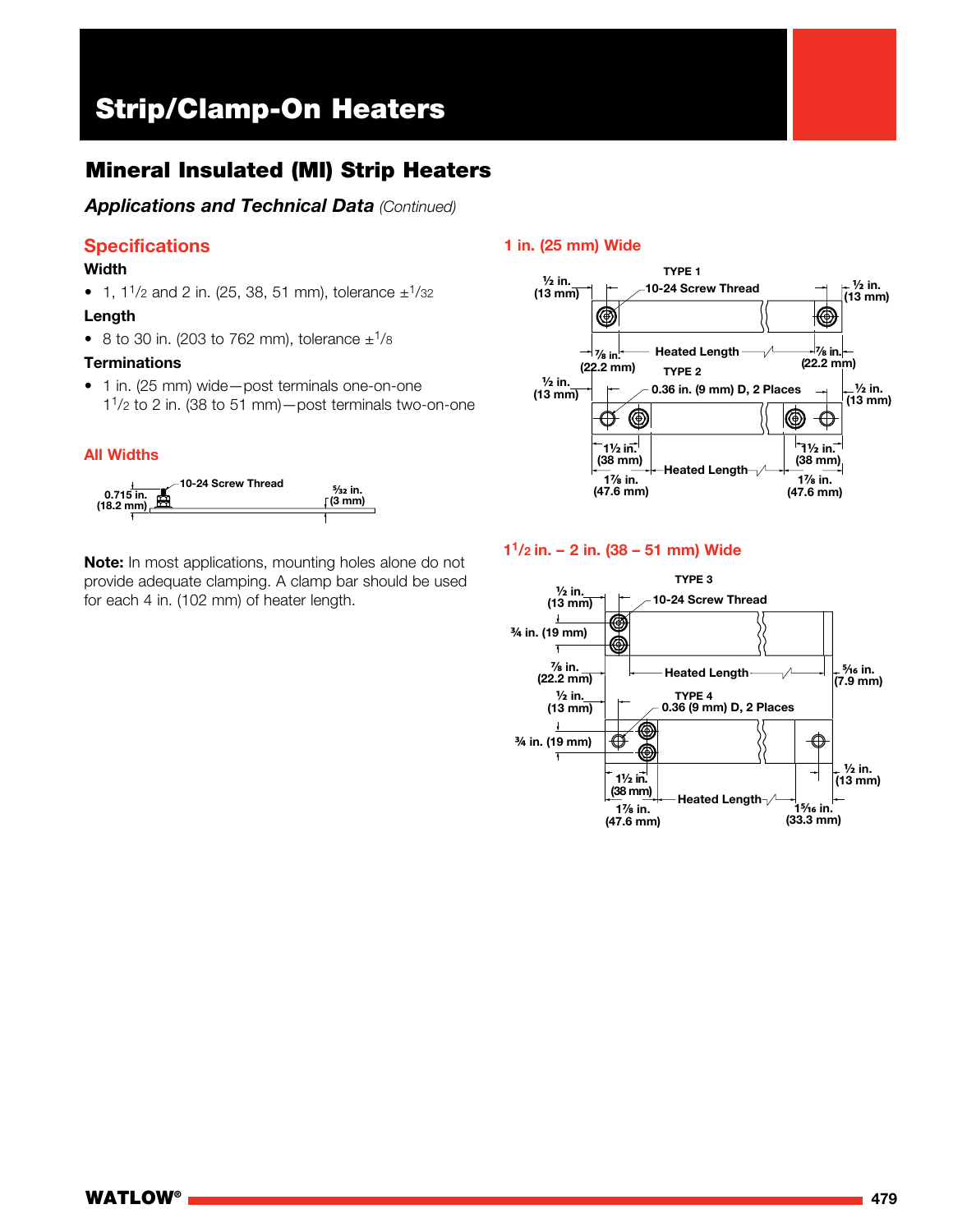# Strip/Clamp-On Heaters

## Mineral Insulated (MI) Strip Heaters

### *Applications and Technical Data* *(Continued)*

### Specifications

**Width**

- 1, 1 1/2 and 2 in. (25, 38, 51 mm), tolerance ±1/32

**Length**

- 8 to 30 in. (203 to 762 mm), tolerance ±1/8

**Terminations**

- 1 in. (25 mm) wide—post terminals one-on-one
  1 1/2 to 2 in. (38 to 51 mm)—post terminals two-on-one

### All Widths

10-24 Screw Thread
0.715 in. (18.2 mm)
5/32 in. (3 mm)

**Note:** In most applications, mounting holes alone do not provide adequate clamping. A clamp bar should be used for each 4 in. (102 mm) of heater length.

### 1 in. (25 mm) Wide

TYPE 1
10-24 Screw Thread
½ in. (13 mm)
½ in. (13 mm)
⅞ in. (22.2 mm)
Heated Length
⅞ in. (22.2 mm)

TYPE 2
0.36 in. (9 mm) D, 2 Places
½ in. (13 mm)
½ in. (13 mm)
1½ in. (38 mm)
1½ in. (38 mm)
Heated Length
1⅞ in. (47.6 mm)
1⅞ in. (47.6 mm)

### 1 1/2 in. – 2 in. (38 – 51 mm) Wide

TYPE 3
10-24 Screw Thread
½ in. (13 mm)
¾ in. (19 mm)
⅞ in. (22.2 mm)
Heated Length
5/16 in. (7.9 mm)

TYPE 4
0.36 (9 mm) D, 2 Places
½ in. (13 mm)
¾ in. (19 mm)
1½ in. (38 mm)
1⅞ in. (47.6 mm)
Heated Length
½ in. (13 mm)
1 5/16 in. (33.3 mm)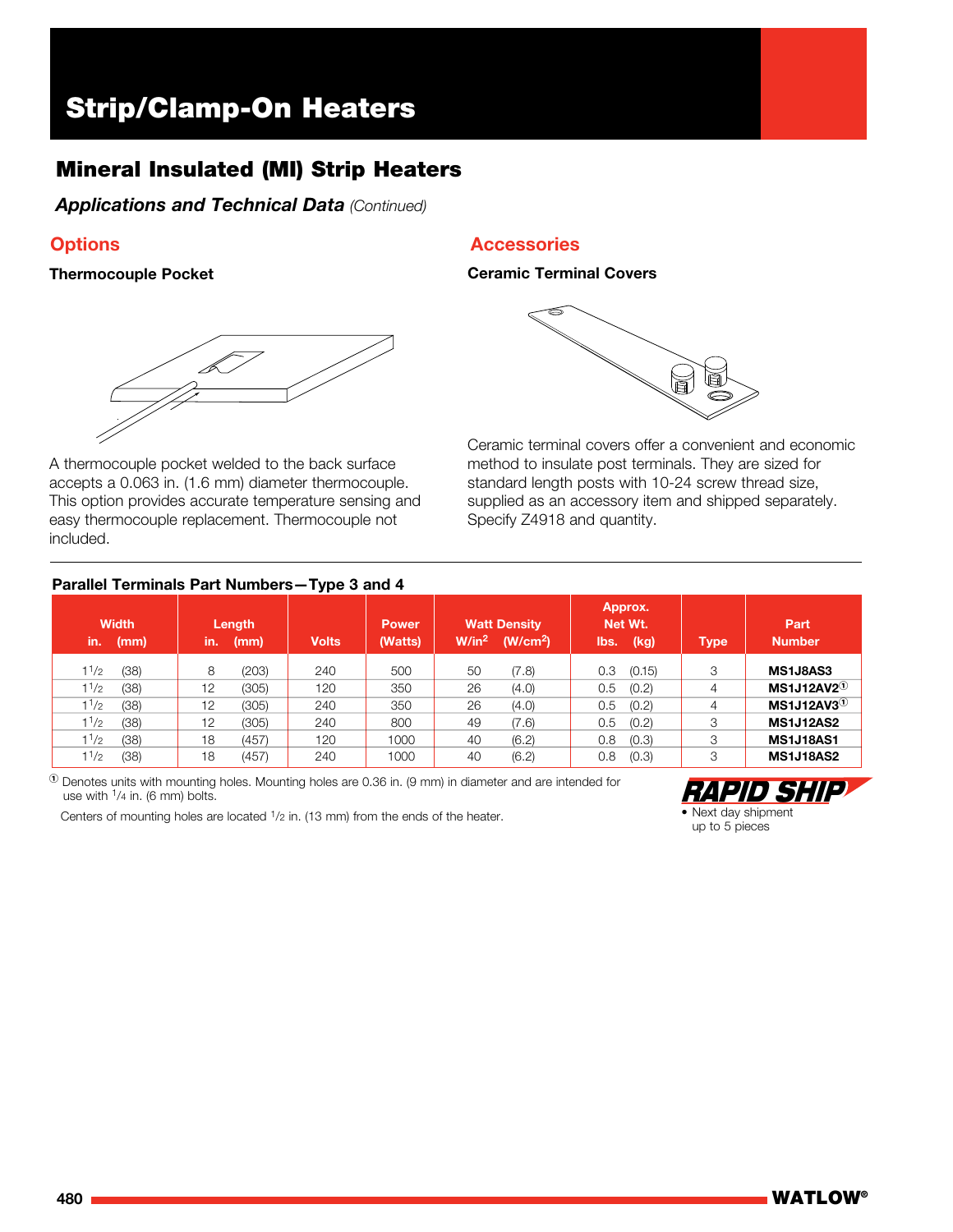# Strip/Clamp-On Heaters

## Mineral Insulated (MI) Strip Heaters

***Applications and Technical Data*** *(Continued)*

### Options

#### Thermocouple Pocket

A thermocouple pocket welded to the back surface accepts a 0.063 in. (1.6 mm) diameter thermocouple. This option provides accurate temperature sensing and easy thermocouple replacement. Thermocouple not included.

### Accessories

#### Ceramic Terminal Covers

Ceramic terminal covers offer a convenient and economic method to insulate post terminals. They are sized for standard length posts with 10-24 screw thread size, supplied as an accessory item and shipped separately. Specify Z4918 and quantity.

**Parallel Terminals Part Numbers—Type 3 and 4**

| Width in. | (mm) | Length in. | (mm) | Volts | Power (Watts) | Watt Density W/in² | (W/cm²) | Approx. Net Wt. lbs. | (kg) | Type | Part Number |
|---|---|---|---|---|---|---|---|---|---|---|---|
| 1 1/2 | (38) | 8 | (203) | 240 | 500 | 50 | (7.8) | 0.3 | (0.15) | 3 | **MS1J8AS3** |
| 1 1/2 | (38) | 12 | (305) | 120 | 350 | 26 | (4.0) | 0.5 | (0.2) | 4 | **MS1J12AV2**① |
| 1 1/2 | (38) | 12 | (305) | 240 | 350 | 26 | (4.0) | 0.5 | (0.2) | 4 | **MS1J12AV3**① |
| 1 1/2 | (38) | 12 | (305) | 240 | 800 | 49 | (7.6) | 0.5 | (0.2) | 3 | **MS1J12AS2** |
| 1 1/2 | (38) | 18 | (457) | 120 | 1000 | 40 | (6.2) | 0.8 | (0.3) | 3 | **MS1J18AS1** |
| 1 1/2 | (38) | 18 | (457) | 240 | 1000 | 40 | (6.2) | 0.8 | (0.3) | 3 | **MS1J18AS2** |

① Denotes units with mounting holes. Mounting holes are 0.36 in. (9 mm) in diameter and are intended for use with 1/4 in. (6 mm) bolts.

Centers of mounting holes are located 1/2 in. (13 mm) from the ends of the heater.

**RAPID SHIP**
- Next day shipment up to 5 pieces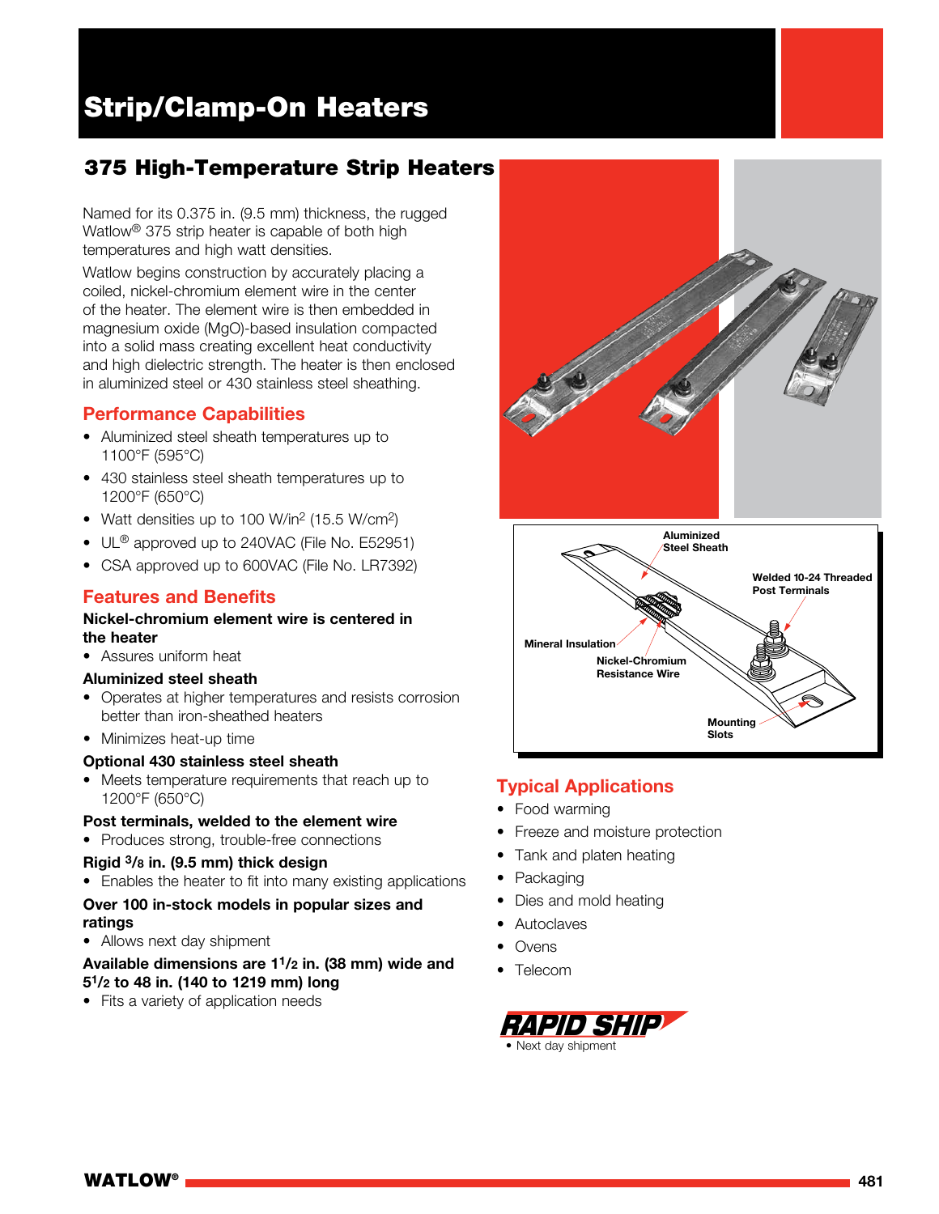# Strip/Clamp-On Heaters

## 375 High-Temperature Strip Heaters

Named for its 0.375 in. (9.5 mm) thickness, the rugged Watlow® 375 strip heater is capable of both high temperatures and high watt densities.

Watlow begins construction by accurately placing a coiled, nickel-chromium element wire in the center of the heater. The element wire is then embedded in magnesium oxide (MgO)-based insulation compacted into a solid mass creating excellent heat conductivity and high dielectric strength. The heater is then enclosed in aluminized steel or 430 stainless steel sheathing.

### Performance Capabilities

- Aluminized steel sheath temperatures up to 1100°F (595°C)
- 430 stainless steel sheath temperatures up to 1200°F (650°C)
- Watt densities up to 100 W/in$^2$ (15.5 W/cm$^2$)
- UL® approved up to 240VAC (File No. E52951)
- CSA approved up to 600VAC (File No. LR7392)

### Features and Benefits

**Nickel-chromium element wire is centered in the heater**

- Assures uniform heat

**Aluminized steel sheath**

- Operates at higher temperatures and resists corrosion better than iron-sheathed heaters
- Minimizes heat-up time

**Optional 430 stainless steel sheath**

- Meets temperature requirements that reach up to 1200°F (650°C)

**Post terminals, welded to the element wire**

- Produces strong, trouble-free connections

**Rigid 3/8 in. (9.5 mm) thick design**

- Enables the heater to fit into many existing applications

**Over 100 in-stock models in popular sizes and ratings**

- Allows next day shipment

**Available dimensions are 1 1/2 in. (38 mm) wide and 5 1/2 to 48 in. (140 to 1219 mm) long**

- Fits a variety of application needs

Aluminized Steel Sheath

Welded 10-24 Threaded Post Terminals

Mineral Insulation

Nickel-Chromium Resistance Wire

Mounting Slots

### Typical Applications

- Food warming
- Freeze and moisture protection
- Tank and platen heating
- Packaging
- Dies and mold heating
- Autoclaves
- Ovens
- Telecom

**RAPID SHIP**

- Next day shipment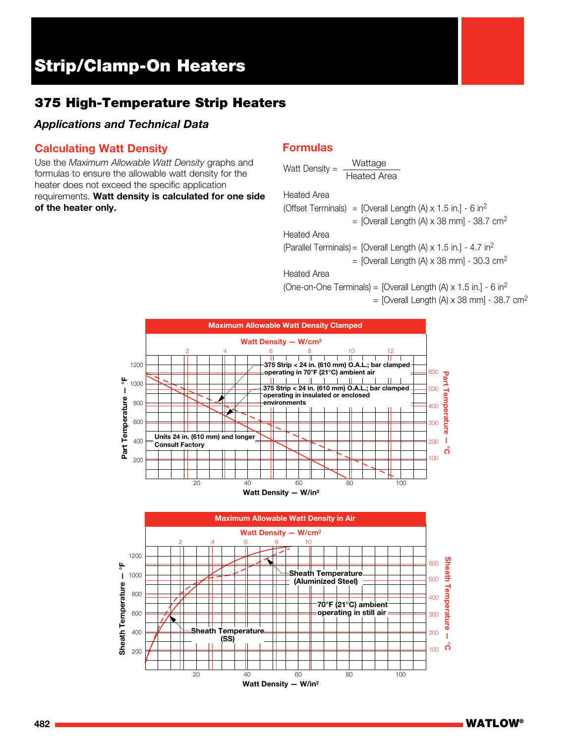# Strip/Clamp-On Heaters

## 375 High-Temperature Strip Heaters

### *Applications and Technical Data*

### Calculating Watt Density

Use the *Maximum Allowable Watt Density* graphs and formulas to ensure the allowable watt density for the heater does not exceed the specific application requirements. **Watt density is calculated for one side of the heater only.**

### Formulas

$$\text{Watt Density} = \frac{\text{Wattage}}{\text{Heated Area}}$$

Heated Area

(Offset Terminals) = [Overall Length (A) x 1.5 in.] - 6 in$^2$

= [Overall Length (A) x 38 mm] - 38.7 cm$^2$

Heated Area

(Parallel Terminals) = [Overall Length (A) x 1.5 in.] - 4.7 in$^2$

= [Overall Length (A) x 38 mm] - 30.3 cm$^2$

Heated Area

(One-on-One Terminals) = [Overall Length (A) x 1.5 in.] - 6 in$^2$

= [Overall Length (A) x 38 mm] - 38.7 cm$^2$

**Maximum Allowable Watt Density Clamped**

Watt Density — W/cm²: 2, 4, 6, 8, 10, 12

Part Temperature — °F: 200, 400, 600, 800, 1000, 1200

Part Temperature — °C: 100, 200, 300, 400, 500, 600

Watt Density — W/in²: 20, 40, 60, 80, 100

- 375 Strip < 24 in. (610 mm) O.A.L.; bar clamped operating in 70°F (21°C) ambient air
- 375 Strip < 24 in. (610 mm) O.A.L.; bar clamped operating in insulated or enclosed environments
- Units 24 in. (610 mm) and longer Consult Factory

**Maximum Allowable Watt Density in Air**

Watt Density — W/cm²: 2, 4, 6, 8, 10

Sheath Temperature — °F: 200, 400, 600, 800, 1000, 1200

Sheath Temperature — °C: 100, 200, 300, 400, 500, 600

Watt Density — W/in²: 20, 40, 60, 80, 100

- Sheath Temperature (Aluminized Steel)
- 70°F (21°C) ambient operating in still air
- Sheath Temperature (SS)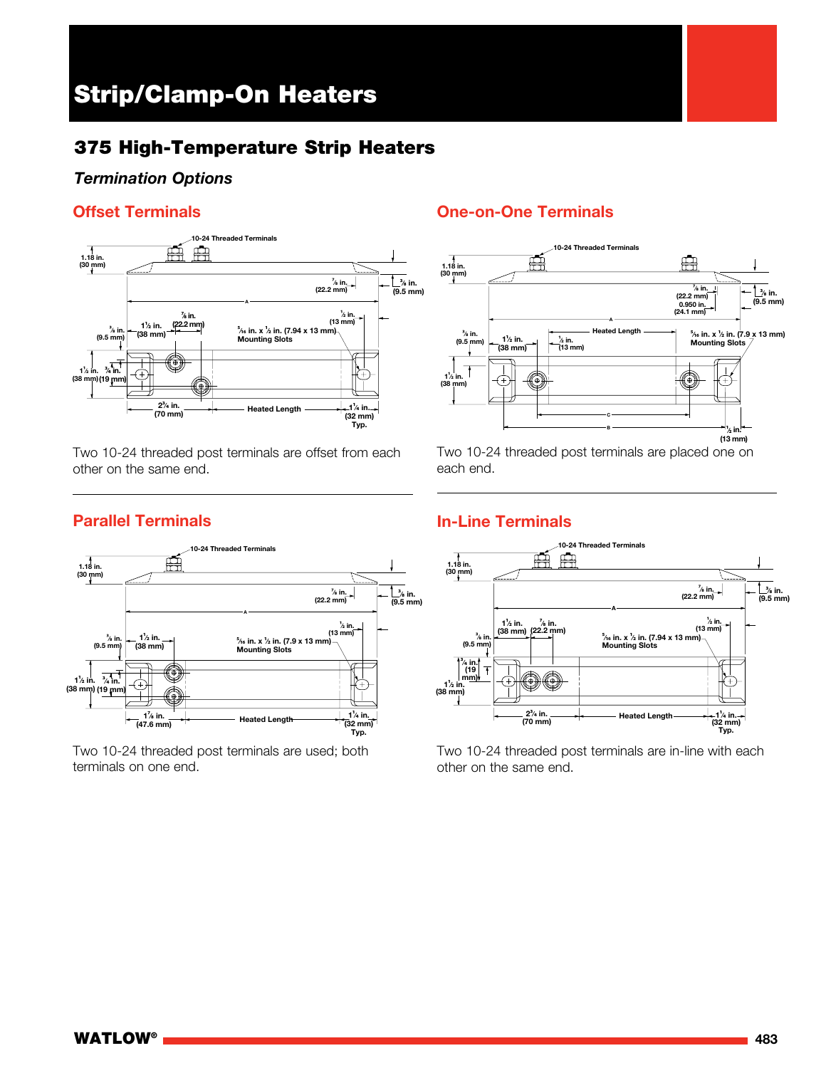# Strip/Clamp-On Heaters

## 375 High-Temperature Strip Heaters

### *Termination Options*

### Offset Terminals

Two 10-24 threaded post terminals are offset from each other on the same end.

### One-on-One Terminals

Two 10-24 threaded post terminals are placed one on each end.

### Parallel Terminals

Two 10-24 threaded post terminals are used; both terminals on one end.

### In-Line Terminals

Two 10-24 threaded post terminals are in-line with each other on the same end.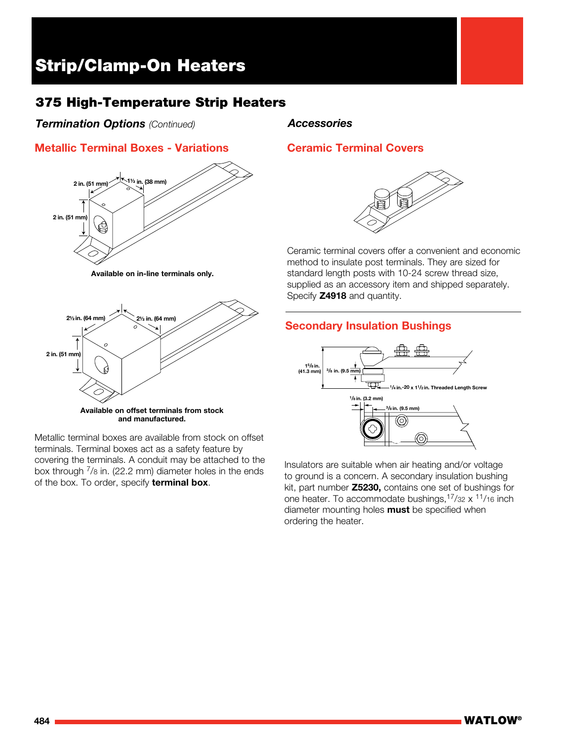# Strip/Clamp-On Heaters

## 375 High-Temperature Strip Heaters

### *Termination Options* *(Continued)*

### Metallic Terminal Boxes - Variations

2 in. (51 mm) | 1½ in. (38 mm) | 2 in. (51 mm)

**Available on in-line terminals only.**

2½ in. (64 mm) | 2½ in. (64 mm) | 2 in. (51 mm)

**Available on offset terminals from stock and manufactured.**

Metallic terminal boxes are available from stock on offset terminals. Terminal boxes act as a safety feature by covering the terminals. A conduit may be attached to the box through 7/8 in. (22.2 mm) diameter holes in the ends of the box. To order, specify **terminal box**.

### *Accessories*

### Ceramic Terminal Covers

Ceramic terminal covers offer a convenient and economic method to insulate post terminals. They are sized for standard length posts with 10-24 screw thread size, supplied as an accessory item and shipped separately. Specify **Z4918** and quantity.

---

### Secondary Insulation Bushings

1 5/8 in. (41.3 mm) | 3/8 in. (9.5 mm) | 1/4 in.-20 x 1 1/2 in. Threaded Length Screw | 1/8 in. (3.2 mm) | 3/8 in. (9.5 mm)

Insulators are suitable when air heating and/or voltage to ground is a concern. A secondary insulation bushing kit, part number **Z5230,** contains one set of bushings for one heater. To accommodate bushings, 17/32 x 11/16 inch diameter mounting holes **must** be specified when ordering the heater.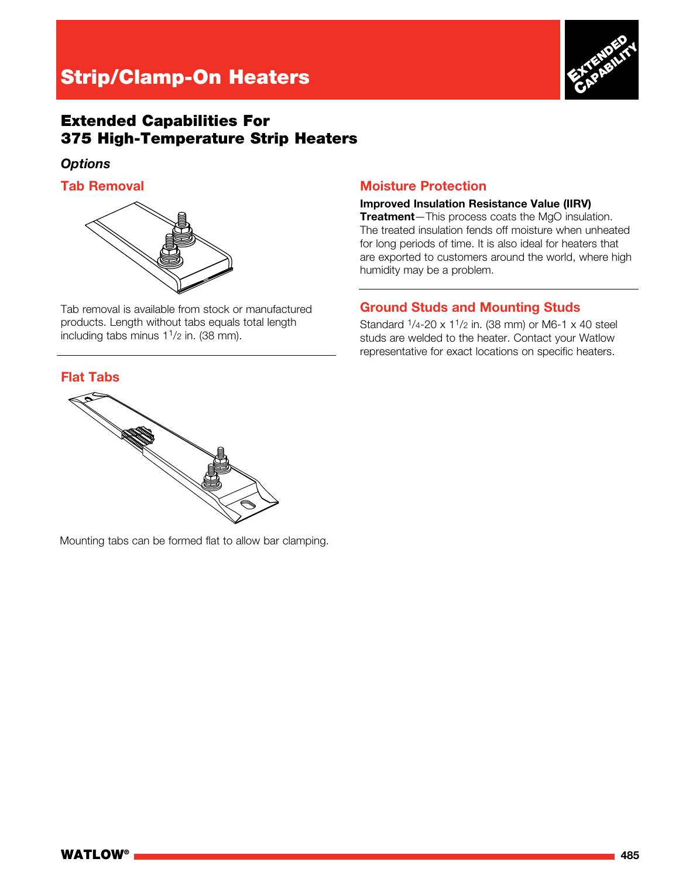# Strip/Clamp-On Heaters

## Extended Capabilities For 375 High-Temperature Strip Heaters

*Options*

### Tab Removal

Tab removal is available from stock or manufactured products. Length without tabs equals total length including tabs minus 1 1/2 in. (38 mm).

### Flat Tabs

Mounting tabs can be formed flat to allow bar clamping.

### Moisture Protection

**Improved Insulation Resistance Value (IIRV) Treatment**—This process coats the MgO insulation. The treated insulation fends off moisture when unheated for long periods of time. It is also ideal for heaters that are exported to customers around the world, where high humidity may be a problem.

### Ground Studs and Mounting Studs

Standard 1/4-20 x 1 1/2 in. (38 mm) or M6-1 x 40 steel studs are welded to the heater. Contact your Watlow representative for exact locations on specific heaters.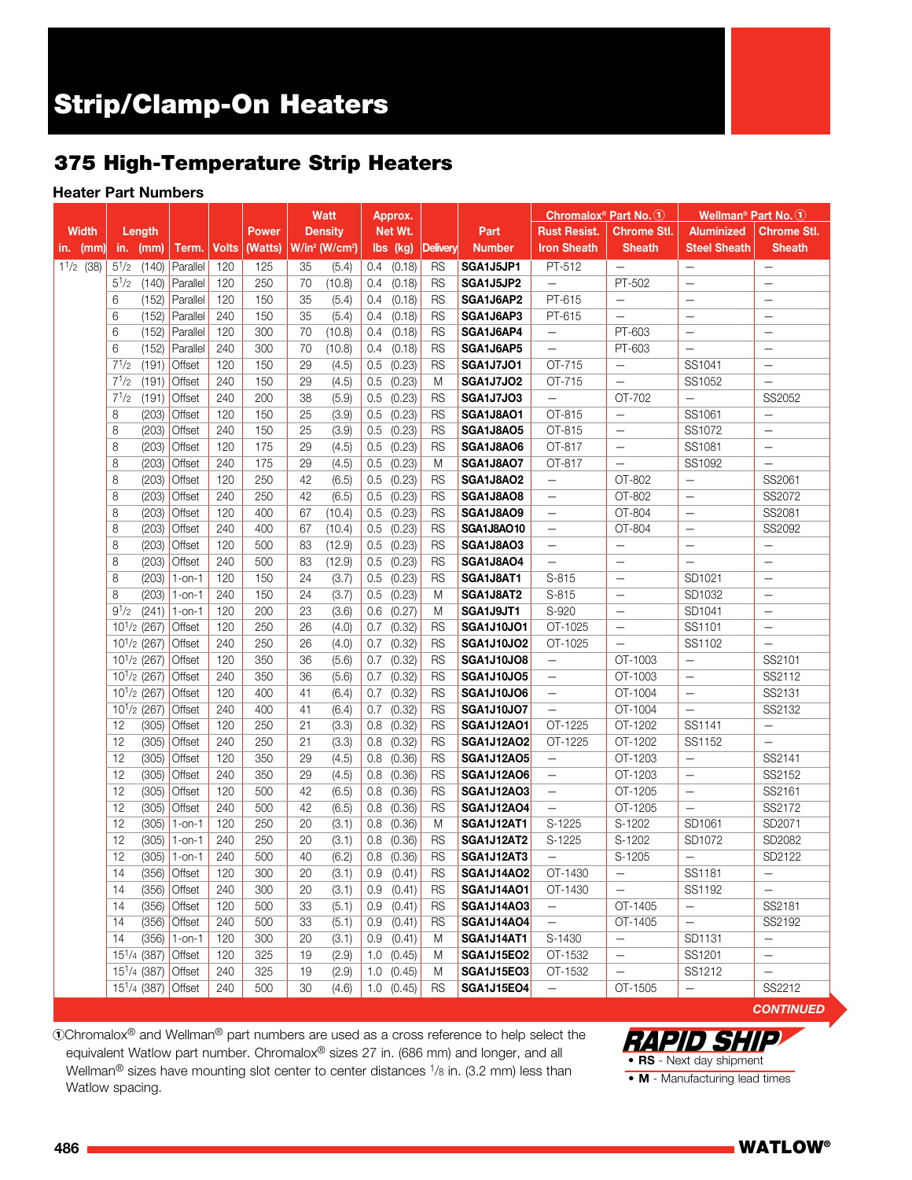# Strip/Clamp-On Heaters

## 375 High-Temperature Strip Heaters

### Heater Part Numbers

| Width in. (mm) | Length in. (mm) | Term. | Volts | Power (Watts) | Watt Density W/in² (W/cm²) | Approx. Net Wt. lbs (kg) | Delivery | Part Number | Chromalox® Part No. ① Rust Resist. Iron Sheath | Chromalox® Part No. ① Chrome Stl. Sheath | Wellman® Part No. ① Aluminized Steel Sheath | Wellman® Part No. ① Chrome Stl. Sheath |
|---|---|---|---|---|---|---|---|---|---|---|---|---|
| 1 1/2 (38) | 5 1/2 (140) | Parallel | 120 | 125 | 35 (5.4) | 0.4 (0.18) | RS | SGA1J5JP1 | PT-512 | — | — | — |
| | 5 1/2 (140) | Parallel | 120 | 250 | 70 (10.8) | 0.4 (0.18) | RS | SGA1J5JP2 | — | PT-502 | — | — |
| | 6 (152) | Parallel | 120 | 150 | 35 (5.4) | 0.4 (0.18) | RS | SGA1J6AP2 | PT-615 | — | — | — |
| | 6 (152) | Parallel | 240 | 150 | 35 (5.4) | 0.4 (0.18) | RS | SGA1J6AP3 | PT-615 | — | — | — |
| | 6 (152) | Parallel | 120 | 300 | 70 (10.8) | 0.4 (0.18) | RS | SGA1J6AP4 | — | PT-603 | — | — |
| | 6 (152) | Parallel | 240 | 300 | 70 (10.8) | 0.4 (0.18) | RS | SGA1J6AP5 | — | PT-603 | — | — |
| | 7 1/2 (191) | Offset | 120 | 150 | 29 (4.5) | 0.5 (0.23) | RS | SGA1J7JO1 | OT-715 | — | SS1041 | — |
| | 7 1/2 (191) | Offset | 240 | 150 | 29 (4.5) | 0.5 (0.23) | M | SGA1J7JO2 | OT-715 | — | SS1052 | — |
| | 7 1/2 (191) | Offset | 240 | 200 | 38 (5.9) | 0.5 (0.23) | RS | SGA1J7JO3 | — | OT-702 | — | SS2052 |
| | 8 (203) | Offset | 120 | 150 | 25 (3.9) | 0.5 (0.23) | RS | SGA1J8AO1 | OT-815 | — | SS1061 | — |
| | 8 (203) | Offset | 240 | 150 | 25 (3.9) | 0.5 (0.23) | RS | SGA1J8AO5 | OT-815 | — | SS1072 | — |
| | 8 (203) | Offset | 120 | 175 | 29 (4.5) | 0.5 (0.23) | RS | SGA1J8AO6 | OT-817 | — | SS1081 | — |
| | 8 (203) | Offset | 240 | 175 | 29 (4.5) | 0.5 (0.23) | M | SGA1J8AO7 | OT-817 | — | SS1092 | — |
| | 8 (203) | Offset | 120 | 250 | 42 (6.5) | 0.5 (0.23) | RS | SGA1J8AO2 | — | OT-802 | — | SS2061 |
| | 8 (203) | Offset | 240 | 250 | 42 (6.5) | 0.5 (0.23) | RS | SGA1J8AO8 | — | OT-802 | — | SS2072 |
| | 8 (203) | Offset | 120 | 400 | 67 (10.4) | 0.5 (0.23) | RS | SGA1J8AO9 | — | OT-804 | — | SS2081 |
| | 8 (203) | Offset | 240 | 400 | 67 (10.4) | 0.5 (0.23) | RS | SGA1J8AO10 | — | OT-804 | — | SS2092 |
| | 8 (203) | Offset | 120 | 500 | 83 (12.9) | 0.5 (0.23) | RS | SGA1J8AO3 | — | — | — | — |
| | 8 (203) | Offset | 240 | 500 | 83 (12.9) | 0.5 (0.23) | RS | SGA1J8AO4 | — | — | — | — |
| | 8 (203) | 1-on-1 | 120 | 150 | 24 (3.7) | 0.5 (0.23) | RS | SGA1J8AT1 | S-815 | — | SD1021 | — |
| | 8 (203) | 1-on-1 | 240 | 150 | 24 (3.7) | 0.5 (0.23) | M | SGA1J8AT2 | S-815 | — | SD1032 | — |
| | 9 1/2 (241) | 1-on-1 | 120 | 200 | 23 (3.6) | 0.6 (0.27) | M | SGA1J9JT1 | S-920 | — | SD1041 | — |
| | 10 1/2 (267) | Offset | 120 | 250 | 26 (4.0) | 0.7 (0.32) | RS | SGA1J10JO1 | OT-1025 | — | SS1101 | — |
| | 10 1/2 (267) | Offset | 240 | 250 | 26 (4.0) | 0.7 (0.32) | RS | SGA1J10JO2 | OT-1025 | — | SS1102 | — |
| | 10 1/2 (267) | Offset | 120 | 350 | 36 (5.6) | 0.7 (0.32) | RS | SGA1J10JO8 | — | OT-1003 | — | SS2101 |
| | 10 1/2 (267) | Offset | 240 | 350 | 36 (5.6) | 0.7 (0.32) | RS | SGA1J10JO5 | — | OT-1003 | — | SS2112 |
| | 10 1/2 (267) | Offset | 120 | 400 | 41 (6.4) | 0.7 (0.32) | RS | SGA1J10JO6 | — | OT-1004 | — | SS2131 |
| | 10 1/2 (267) | Offset | 240 | 400 | 41 (6.4) | 0.7 (0.32) | RS | SGA1J10JO7 | — | OT-1004 | — | SS2132 |
| | 12 (305) | Offset | 120 | 250 | 21 (3.3) | 0.8 (0.32) | RS | SGA1J12AO1 | OT-1225 | OT-1202 | SS1141 | — |
| | 12 (305) | Offset | 240 | 250 | 21 (3.3) | 0.8 (0.32) | RS | SGA1J12AO2 | OT-1225 | OT-1202 | SS1152 | — |
| | 12 (305) | Offset | 120 | 350 | 29 (4.5) | 0.8 (0.36) | RS | SGA1J12AO5 | — | OT-1203 | — | SS2141 |
| | 12 (305) | Offset | 240 | 350 | 29 (4.5) | 0.8 (0.36) | RS | SGA1J12AO6 | — | OT-1203 | — | SS2152 |
| | 12 (305) | Offset | 120 | 500 | 42 (6.5) | 0.8 (0.36) | RS | SGA1J12AO3 | — | OT-1205 | — | SS2161 |
| | 12 (305) | Offset | 240 | 500 | 42 (6.5) | 0.8 (0.36) | RS | SGA1J12AO4 | — | OT-1205 | — | SS2172 |
| | 12 (305) | 1-on-1 | 120 | 250 | 20 (3.1) | 0.8 (0.36) | M | SGA1J12AT1 | S-1225 | S-1202 | SD1061 | SD2071 |
| | 12 (305) | 1-on-1 | 240 | 250 | 20 (3.1) | 0.8 (0.36) | RS | SGA1J12AT2 | S-1225 | S-1202 | SD1072 | SD2082 |
| | 12 (305) | 1-on-1 | 240 | 500 | 40 (6.2) | 0.8 (0.36) | RS | SGA1J12AT3 | — | S-1205 | — | SD2122 |
| | 14 (356) | Offset | 120 | 300 | 20 (3.1) | 0.9 (0.41) | RS | SGA1J14AO2 | OT-1430 | — | SS1181 | — |
| | 14 (356) | Offset | 240 | 300 | 20 (3.1) | 0.9 (0.41) | RS | SGA1J14AO1 | OT-1430 | — | SS1192 | — |
| | 14 (356) | Offset | 120 | 500 | 33 (5.1) | 0.9 (0.41) | RS | SGA1J14AO3 | — | OT-1405 | — | SS2181 |
| | 14 (356) | Offset | 240 | 500 | 33 (5.1) | 0.9 (0.41) | RS | SGA1J14AO4 | — | OT-1405 | — | SS2192 |
| | 14 (356) | 1-on-1 | 120 | 300 | 20 (3.1) | 0.9 (0.41) | M | SGA1J14AT1 | S-1430 | — | SD1131 | — |
| | 15 1/4 (387) | Offset | 120 | 325 | 19 (2.9) | 1.0 (0.45) | M | SGA1J15EO2 | OT-1532 | — | SS1201 | — |
| | 15 1/4 (387) | Offset | 240 | 325 | 19 (2.9) | 1.0 (0.45) | M | SGA1J15EO3 | OT-1532 | — | SS1212 | — |
| | 15 1/4 (387) | Offset | 240 | 500 | 30 (4.6) | 1.0 (0.45) | RS | SGA1J15EO4 | — | OT-1505 | — | SS2212 |

*CONTINUED*

①Chromalox® and Wellman® part numbers are used as a cross reference to help select the equivalent Watlow part number. Chromalox® sizes 27 in. (686 mm) and longer, and all Wellman® sizes have mounting slot center to center distances 1/8 in. (3.2 mm) less than Watlow spacing.

**RAPID SHIP**
- **RS** - Next day shipment
- **M** - Manufacturing lead times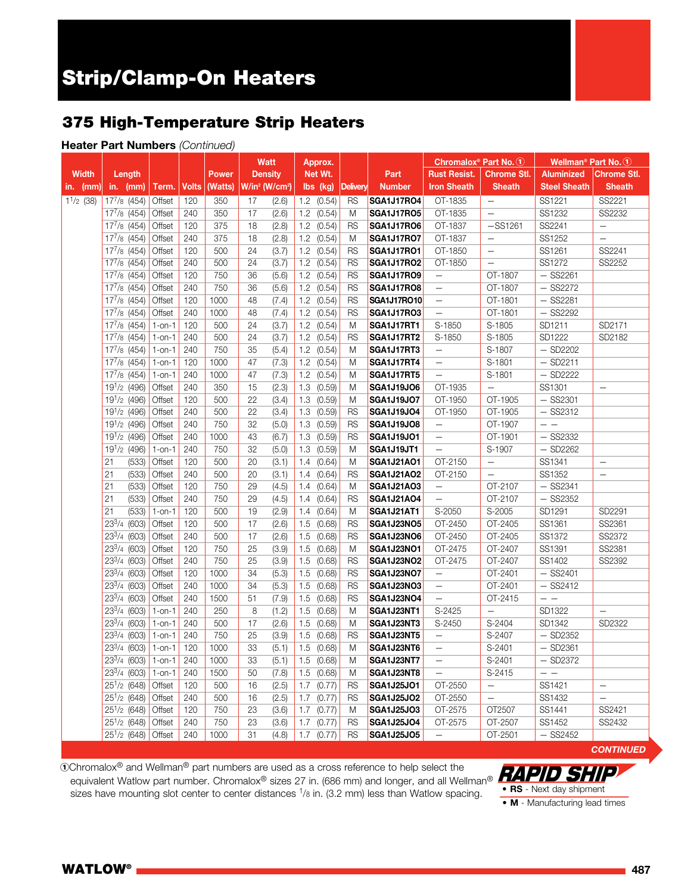# Strip/Clamp-On Heaters

## 375 High-Temperature Strip Heaters

**Heater Part Numbers** *(Continued)*

| Width in. (mm) | Length in. (mm) | Term. | Volts | Power (Watts) | Watt Density W/in² (W/cm²) | Approx. Net Wt. lbs (kg) | Delivery | Part Number | Chromalox® Part No. ① Rust Resist. Iron Sheath | Chromalox® Part No. ① Chrome Stl. Sheath | Wellman® Part No. ① Aluminized Steel Sheath | Wellman® Part No. ① Chrome Stl. Sheath |
|---|---|---|---|---|---|---|---|---|---|---|---|---|
| 1 1/2 (38) | 17 7/8 (454) | Offset | 120 | 350 | 17 (2.6) | 1.2 (0.54) | RS | SGA1J17RO4 | OT-1835 | — | SS1221 | SS2221 |
| | 17 7/8 (454) | Offset | 240 | 350 | 17 (2.6) | 1.2 (0.54) | M | SGA1J17RO5 | OT-1835 | — | SS1232 | SS2232 |
| | 17 7/8 (454) | Offset | 120 | 375 | 18 (2.8) | 1.2 (0.54) | RS | SGA1J17RO6 | OT-1837 | —SS1261 | SS2241 | — |
| | 17 7/8 (454) | Offset | 240 | 375 | 18 (2.8) | 1.2 (0.54) | M | SGA1J17RO7 | OT-1837 | — | SS1252 | — |
| | 17 7/8 (454) | Offset | 120 | 500 | 24 (3.7) | 1.2 (0.54) | RS | SGA1J17RO1 | OT-1850 | — | SS1261 | SS2241 |
| | 17 7/8 (454) | Offset | 240 | 500 | 24 (3.7) | 1.2 (0.54) | RS | SGA1J17RO2 | OT-1850 | — | SS1272 | SS2252 |
| | 17 7/8 (454) | Offset | 120 | 750 | 36 (5.6) | 1.2 (0.54) | RS | SGA1J17RO9 | — | OT-1807 | — SS2261 | |
| | 17 7/8 (454) | Offset | 240 | 750 | 36 (5.6) | 1.2 (0.54) | RS | SGA1J17RO8 | — | OT-1807 | — SS2272 | |
| | 17 7/8 (454) | Offset | 120 | 1000 | 48 (7.4) | 1.2 (0.54) | RS | SGA1J17RO10 | — | OT-1801 | — SS2281 | |
| | 17 7/8 (454) | Offset | 240 | 1000 | 48 (7.4) | 1.2 (0.54) | RS | SGA1J17RO3 | — | OT-1801 | — SS2292 | |
| | 17 7/8 (454) | 1-on-1 | 120 | 500 | 24 (3.7) | 1.2 (0.54) | M | SGA1J17RT1 | S-1850 | S-1805 | SD1211 | SD2171 |
| | 17 7/8 (454) | 1-on-1 | 240 | 500 | 24 (3.7) | 1.2 (0.54) | RS | SGA1J17RT2 | S-1850 | S-1805 | SD1222 | SD2182 |
| | 17 7/8 (454) | 1-on-1 | 240 | 750 | 35 (5.4) | 1.2 (0.54) | M | SGA1J17RT3 | — | S-1807 | — SD2202 | |
| | 17 7/8 (454) | 1-on-1 | 120 | 1000 | 47 (7.3) | 1.2 (0.54) | M | SGA1J17RT4 | — | S-1801 | — SD2211 | |
| | 17 7/8 (454) | 1-on-1 | 240 | 1000 | 47 (7.3) | 1.2 (0.54) | M | SGA1J17RT5 | — | S-1801 | — SD2222 | |
| | 19 1/2 (496) | Offset | 240 | 350 | 15 (2.3) | 1.3 (0.59) | M | SGA1J19JO6 | OT-1935 | — | SS1301 | — |
| | 19 1/2 (496) | Offset | 120 | 500 | 22 (3.4) | 1.3 (0.59) | M | SGA1J19JO7 | OT-1950 | OT-1905 | — SS2301 | |
| | 19 1/2 (496) | Offset | 240 | 500 | 22 (3.4) | 1.3 (0.59) | RS | SGA1J19JO4 | OT-1950 | OT-1905 | — SS2312 | |
| | 19 1/2 (496) | Offset | 240 | 750 | 32 (5.0) | 1.3 (0.59) | RS | SGA1J19JO8 | — | OT-1907 | — — | |
| | 19 1/2 (496) | Offset | 240 | 1000 | 43 (6.7) | 1.3 (0.59) | RS | SGA1J19JO1 | — | OT-1901 | — SS2332 | |
| | 19 1/2 (496) | 1-on-1 | 240 | 750 | 32 (5.0) | 1.3 (0.59) | M | SGA1J19JT1 | — | S-1907 | — SD2262 | |
| | 21 (533) | Offset | 120 | 500 | 20 (3.1) | 1.4 (0.64) | M | SGA1J21AO1 | OT-2150 | — | SS1341 | — |
| | 21 (533) | Offset | 240 | 500 | 20 (3.1) | 1.4 (0.64) | RS | SGA1J21AO2 | OT-2150 | — | SS1352 | — |
| | 21 (533) | Offset | 120 | 750 | 29 (4.5) | 1.4 (0.64) | M | SGA1J21AO3 | — | OT-2107 | — SS2341 | |
| | 21 (533) | Offset | 240 | 750 | 29 (4.5) | 1.4 (0.64) | RS | SGA1J21AO4 | — | OT-2107 | — SS2352 | |
| | 21 (533) | 1-on-1 | 120 | 500 | 19 (2.9) | 1.4 (0.64) | M | SGA1J21AT1 | S-2050 | S-2005 | SD1291 | SD2291 |
| | 23 3/4 (603) | Offset | 120 | 500 | 17 (2.6) | 1.5 (0.68) | RS | SGA1J23NO5 | OT-2450 | OT-2405 | SS1361 | SS2361 |
| | 23 3/4 (603) | Offset | 240 | 500 | 17 (2.6) | 1.5 (0.68) | RS | SGA1J23NO6 | OT-2450 | OT-2405 | SS1372 | SS2372 |
| | 23 3/4 (603) | Offset | 120 | 750 | 25 (3.9) | 1.5 (0.68) | M | SGA1J23NO1 | OT-2475 | OT-2407 | SS1391 | SS2381 |
| | 23 3/4 (603) | Offset | 240 | 750 | 25 (3.9) | 1.5 (0.68) | RS | SGA1J23NO2 | OT-2475 | OT-2407 | SS1402 | SS2392 |
| | 23 3/4 (603) | Offset | 120 | 1000 | 34 (5.3) | 1.5 (0.68) | RS | SGA1J23NO7 | — | OT-2401 | — SS2401 | |
| | 23 3/4 (603) | Offset | 240 | 1000 | 34 (5.3) | 1.5 (0.68) | RS | SGA1J23NO3 | — | OT-2401 | — SS2412 | |
| | 23 3/4 (603) | Offset | 240 | 1500 | 51 (7.9) | 1.5 (0.68) | RS | SGA1J23NO4 | — | OT-2415 | — — | |
| | 23 3/4 (603) | 1-on-1 | 240 | 250 | 8 (1.2) | 1.5 (0.68) | M | SGA1J23NT1 | S-2425 | — | SD1322 | — |
| | 23 3/4 (603) | 1-on-1 | 240 | 500 | 17 (2.6) | 1.5 (0.68) | M | SGA1J23NT3 | S-2450 | S-2404 | SD1342 | SD2322 |
| | 23 3/4 (603) | 1-on-1 | 240 | 750 | 25 (3.9) | 1.5 (0.68) | RS | SGA1J23NT5 | — | S-2407 | — SD2352 | |
| | 23 3/4 (603) | 1-on-1 | 120 | 1000 | 33 (5.1) | 1.5 (0.68) | M | SGA1J23NT6 | — | S-2401 | — SD2361 | |
| | 23 3/4 (603) | 1-on-1 | 240 | 1000 | 33 (5.1) | 1.5 (0.68) | M | SGA1J23NT7 | — | S-2401 | — SD2372 | |
| | 23 3/4 (603) | 1-on-1 | 240 | 1500 | 50 (7.8) | 1.5 (0.68) | M | SGA1J23NT8 | — | S-2415 | — — | |
| | 25 1/2 (648) | Offset | 120 | 500 | 16 (2.5) | 1.7 (0.77) | RS | SGA1J25JO1 | OT-2550 | — | SS1421 | — |
| | 25 1/2 (648) | Offset | 240 | 500 | 16 (2.5) | 1.7 (0.77) | RS | SGA1J25JO2 | OT-2550 | — | SS1432 | — |
| | 25 1/2 (648) | Offset | 120 | 750 | 23 (3.6) | 1.7 (0.77) | M | SGA1J25JO3 | OT-2575 | OT2507 | SS1441 | SS2421 |
| | 25 1/2 (648) | Offset | 240 | 750 | 23 (3.6) | 1.7 (0.77) | RS | SGA1J25JO4 | OT-2575 | OT-2507 | SS1452 | SS2432 |
| | 25 1/2 (648) | Offset | 240 | 1000 | 31 (4.8) | 1.7 (0.77) | RS | SGA1J25JO5 | — | OT-2501 | — SS2452 | |

*CONTINUED*

①Chromalox® and Wellman® part numbers are used as a cross reference to help select the equivalent Watlow part number. Chromalox® sizes 27 in. (686 mm) and longer, and all Wellman® sizes have mounting slot center to center distances 1/8 in. (3.2 mm) less than Watlow spacing.

**RAPID SHIP**
- **RS** - Next day shipment
- **M** - Manufacturing lead times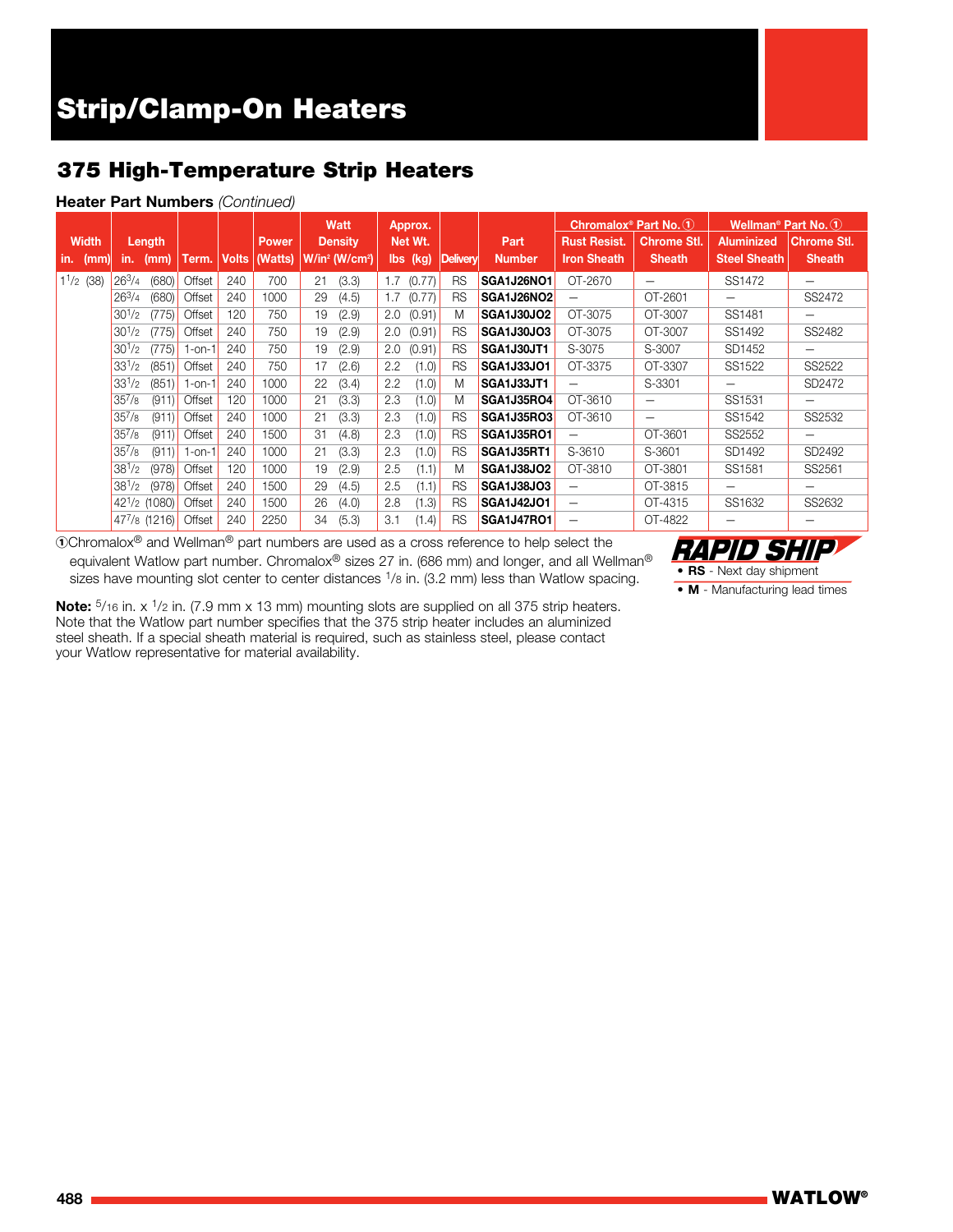# Strip/Clamp-On Heaters

## 375 High-Temperature Strip Heaters

**Heater Part Numbers** *(Continued)*

| Width in. (mm) | Length in. (mm) | Term. | Volts | Power (Watts) | Watt Density W/in² (W/cm²) | Approx. Net Wt. lbs (kg) | Delivery | Part Number | Chromalox® Part No. ① Rust Resist. Iron Sheath | Chromalox® Part No. ① Chrome Stl. Sheath | Wellman® Part No. ① Aluminized Steel Sheath | Wellman® Part No. ① Chrome Stl. Sheath |
|---|---|---|---|---|---|---|---|---|---|---|---|---|
| 1 1/2 (38) | 26 3/4 (680) | Offset | 240 | 700 | 21 (3.3) | 1.7 (0.77) | RS | **SGA1J26NO1** | OT-2670 | — | SS1472 | — |
| | 26 3/4 (680) | Offset | 240 | 1000 | 29 (4.5) | 1.7 (0.77) | RS | **SGA1J26NO2** | — | OT-2601 | — | SS2472 |
| | 30 1/2 (775) | Offset | 120 | 750 | 19 (2.9) | 2.0 (0.91) | M | **SGA1J30JO2** | OT-3075 | OT-3007 | SS1481 | — |
| | 30 1/2 (775) | Offset | 240 | 750 | 19 (2.9) | 2.0 (0.91) | RS | **SGA1J30JO3** | OT-3075 | OT-3007 | SS1492 | SS2482 |
| | 30 1/2 (775) | 1-on-1 | 240 | 750 | 19 (2.9) | 2.0 (0.91) | RS | **SGA1J30JT1** | S-3075 | S-3007 | SD1452 | — |
| | 33 1/2 (851) | Offset | 240 | 750 | 17 (2.6) | 2.2 (1.0) | RS | **SGA1J33JO1** | OT-3375 | OT-3307 | SS1522 | SS2522 |
| | 33 1/2 (851) | 1-on-1 | 240 | 1000 | 22 (3.4) | 2.2 (1.0) | M | **SGA1J33JT1** | — | S-3301 | — | SD2472 |
| | 35 7/8 (911) | Offset | 120 | 1000 | 21 (3.3) | 2.3 (1.0) | M | **SGA1J35RO4** | OT-3610 | — | SS1531 | — |
| | 35 7/8 (911) | Offset | 240 | 1000 | 21 (3.3) | 2.3 (1.0) | RS | **SGA1J35RO3** | OT-3610 | — | SS1542 | SS2532 |
| | 35 7/8 (911) | Offset | 240 | 1500 | 31 (4.8) | 2.3 (1.0) | RS | **SGA1J35RO1** | — | OT-3601 | SS2552 | — |
| | 35 7/8 (911) | 1-on-1 | 240 | 1000 | 21 (3.3) | 2.3 (1.0) | RS | **SGA1J35RT1** | S-3610 | S-3601 | SD1492 | SD2492 |
| | 38 1/2 (978) | Offset | 120 | 1000 | 19 (2.9) | 2.5 (1.1) | M | **SGA1J38JO2** | OT-3810 | OT-3801 | SS1581 | SS2561 |
| | 38 1/2 (978) | Offset | 240 | 1500 | 29 (4.5) | 2.5 (1.1) | RS | **SGA1J38JO3** | — | OT-3815 | — | — |
| | 42 1/2 (1080) | Offset | 240 | 1500 | 26 (4.0) | 2.8 (1.3) | RS | **SGA1J42JO1** | — | OT-4315 | SS1632 | SS2632 |
| | 47 7/8 (1216) | Offset | 240 | 2250 | 34 (5.3) | 3.1 (1.4) | RS | **SGA1J47RO1** | — | OT-4822 | — | — |

①Chromalox® and Wellman® part numbers are used as a cross reference to help select the equivalent Watlow part number. Chromalox® sizes 27 in. (686 mm) and longer, and all Wellman® sizes have mounting slot center to center distances 1/8 in. (3.2 mm) less than Watlow spacing.

**RAPID SHIP**
- **RS** - Next day shipment
- **M** - Manufacturing lead times

**Note:** 5/16 in. x 1/2 in. (7.9 mm x 13 mm) mounting slots are supplied on all 375 strip heaters. Note that the Watlow part number specifies that the 375 strip heater includes an aluminized steel sheath. If a special sheath material is required, such as stainless steel, please contact your Watlow representative for material availability.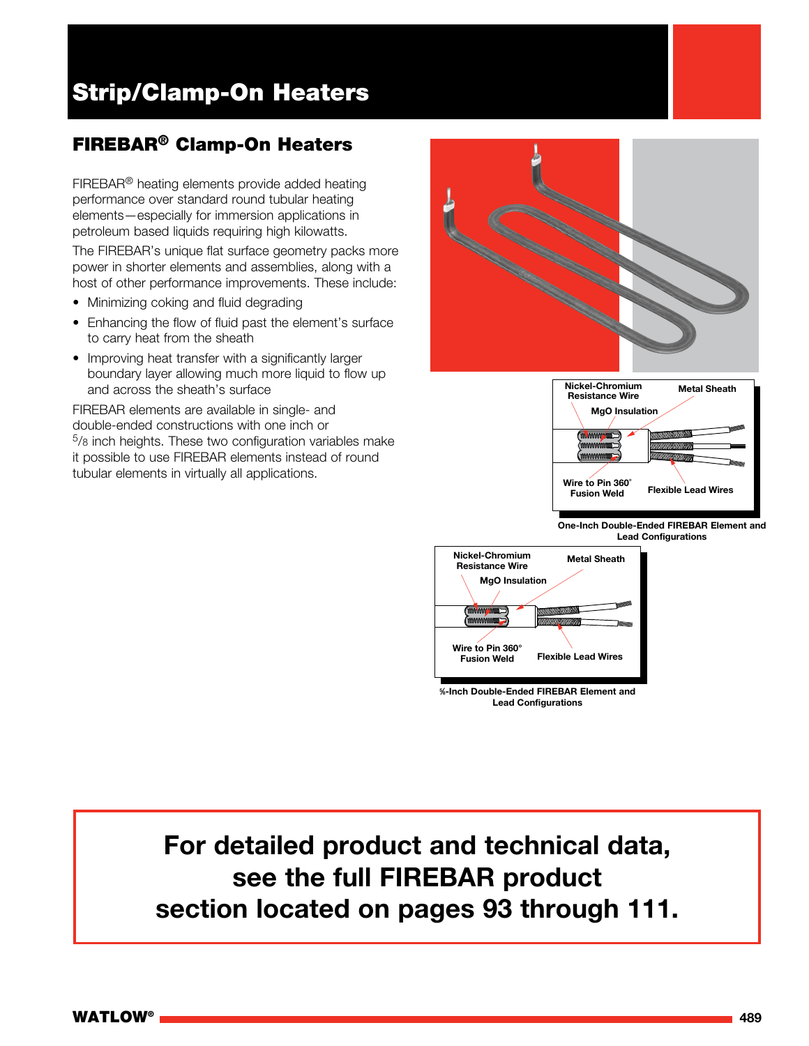# Strip/Clamp-On Heaters

## FIREBAR® Clamp-On Heaters

FIREBAR® heating elements provide added heating performance over standard round tubular heating elements—especially for immersion applications in petroleum based liquids requiring high kilowatts.

The FIREBAR's unique flat surface geometry packs more power in shorter elements and assemblies, along with a host of other performance improvements. These include:

- Minimizing coking and fluid degrading
- Enhancing the flow of fluid past the element's surface to carry heat from the sheath
- Improving heat transfer with a significantly larger boundary layer allowing much more liquid to flow up and across the sheath's surface

FIREBAR elements are available in single- and double-ended constructions with one inch or 5/8 inch heights. These two configuration variables make it possible to use FIREBAR elements instead of round tubular elements in virtually all applications.

Nickel-Chromium Resistance Wire, Metal Sheath, MgO Insulation, Wire to Pin 360° Fusion Weld, Flexible Lead Wires

One-Inch Double-Ended FIREBAR Element and Lead Configurations

Nickel-Chromium Resistance Wire, Metal Sheath, MgO Insulation, Wire to Pin 360° Fusion Weld, Flexible Lead Wires

5/8-Inch Double-Ended FIREBAR Element and Lead Configurations

**For detailed product and technical data, see the full FIREBAR product section located on pages 93 through 111.**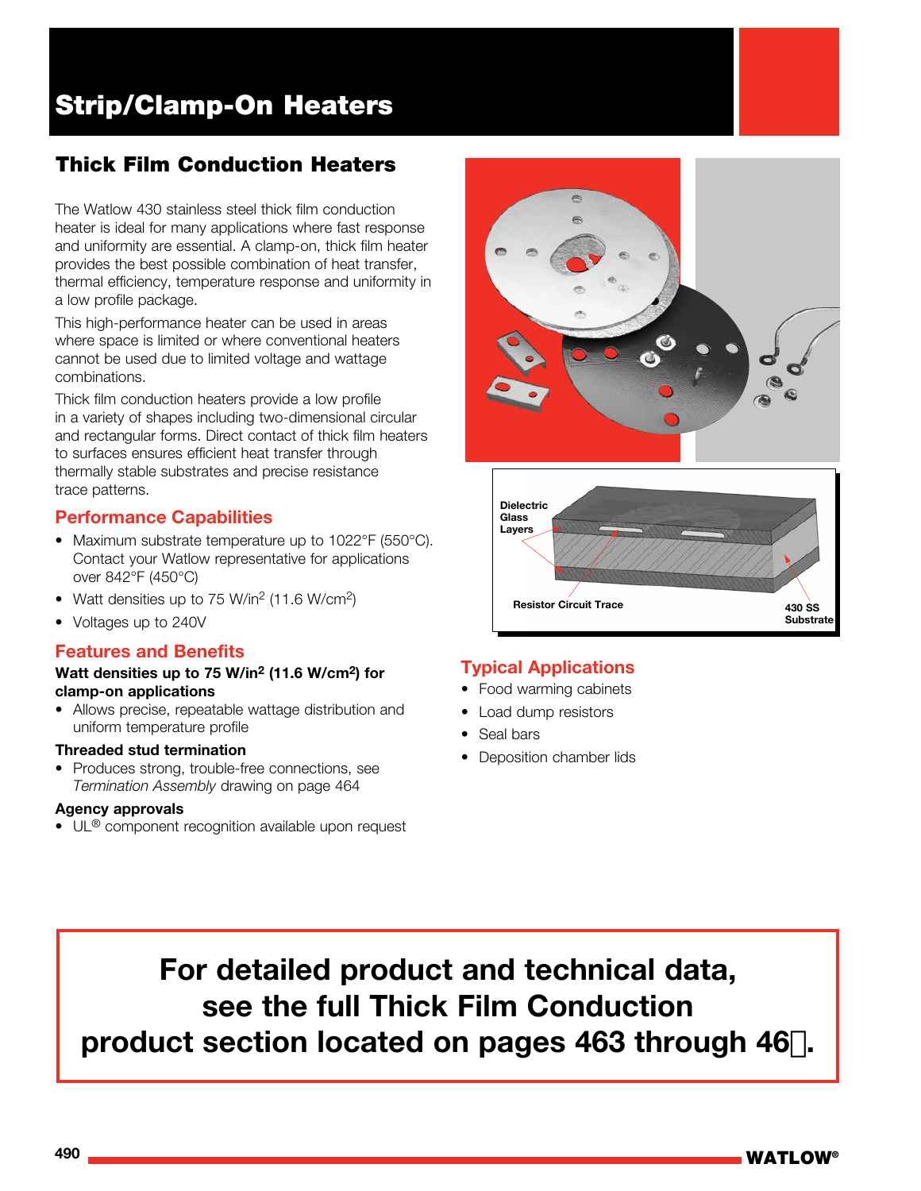# Strip/Clamp-On Heaters

## Thick Film Conduction Heaters

The Watlow 430 stainless steel thick film conduction heater is ideal for many applications where fast response and uniformity are essential. A clamp-on, thick film heater provides the best possible combination of heat transfer, thermal efficiency, temperature response and uniformity in a low profile package.

This high-performance heater can be used in areas where space is limited or where conventional heaters cannot be used due to limited voltage and wattage combinations.

Thick film conduction heaters provide a low profile in a variety of shapes including two-dimensional circular and rectangular forms. Direct contact of thick film heaters to surfaces ensures efficient heat transfer through thermally stable substrates and precise resistance trace patterns.

Dielectric Glass Layers

Resistor Circuit Trace

430 SS Substrate

### Performance Capabilities

- Maximum substrate temperature up to 1022°F (550°C). Contact your Watlow representative for applications over 842°F (450°C)
- Watt densities up to 75 W/in$^2$ (11.6 W/cm$^2$)
- Voltages up to 240V

### Features and Benefits

**Watt densities up to 75 W/in$^2$ (11.6 W/cm$^2$) for clamp-on applications**

- Allows precise, repeatable wattage distribution and uniform temperature profile

**Threaded stud termination**

- Produces strong, trouble-free connections, see *Termination Assembly* drawing on page 464

**Agency approvals**

- UL® component recognition available upon request

### Typical Applications

- Food warming cabinets
- Load dump resistors
- Seal bars
- Deposition chamber lids

**For detailed product and technical data, see the full Thick Film Conduction product section located on pages 463 through 46.**